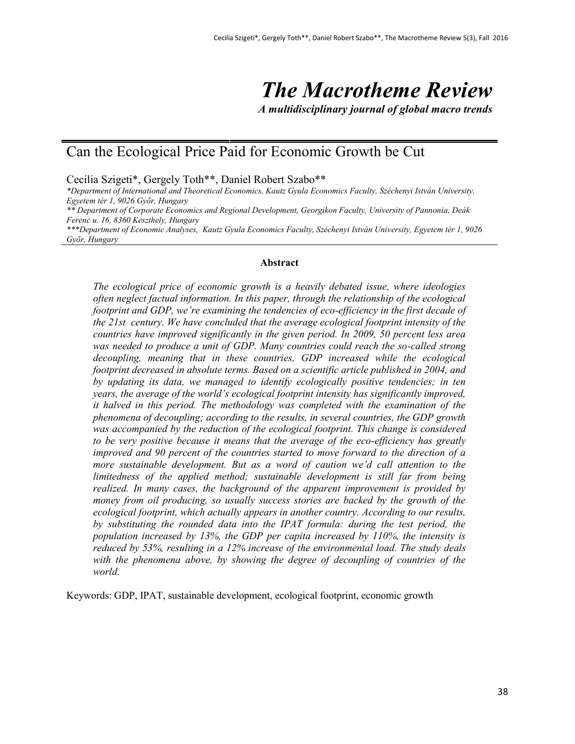# The Macrotheme Review

***A multidisciplinary journal of global macro trends***

## Can the Ecological Price Paid for Economic Growth be Cut

Cecilia Szigeti*, Gergely Toth**, Daniel Robert Szabo**

*\*Department of International and Theoretical Economics, Kautz Gyula Economics Faculty, Széchenyi István University, Egyetem tér 1, 9026 Győr, Hungary*

*\*\* Department of Corporate Economics and Regional Development, Georgikon Faculty, University of Pannonia, Deák Ferenc u. 16, 8360 Keszthely, Hungary*

*\*\*\*Department of Economic Analyses, Kautz Gyula Economics Faculty, Széchenyi István University, Egyetem tér 1, 9026 Győr, Hungary*

### Abstract

*The ecological price of economic growth is a heavily debated issue, where ideologies often neglect factual information. In this paper, through the relationship of the ecological footprint and GDP, we're examining the tendencies of eco-efficiency in the first decade of the 21st century. We have concluded that the average ecological footprint intensity of the countries have improved significantly in the given period. In 2009, 50 percent less area was needed to produce a unit of GDP. Many countries could reach the so-called strong decoupling, meaning that in these countries, GDP increased while the ecological footprint decreased in absolute terms. Based on a scientific article published in 2004, and by updating its data, we managed to identify ecologically positive tendencies; in ten years, the average of the world's ecological footprint intensity has significantly improved, it halved in this period. The methodology was completed with the examination of the phenomena of decoupling; according to the results, in several countries, the GDP growth was accompanied by the reduction of the ecological footprint. This change is considered to be very positive because it means that the average of the eco-efficiency has greatly improved and 90 percent of the countries started to move forward to the direction of a more sustainable development. But as a word of caution we'd call attention to the limitedness of the applied method; sustainable development is still far from being realized. In many cases, the background of the apparent improvement is provided by money from oil producing, so usually success stories are backed by the growth of the ecological footprint, which actually appears in another country. According to our results, by substituting the rounded data into the IPAT formula: during the test period, the population increased by 13%, the GDP per capita increased by 110%, the intensity is reduced by 53%, resulting in a 12% increase of the environmental load. The study deals with the phenomena above, by showing the degree of decoupling of countries of the world.*

Keywords: GDP, IPAT, sustainable development, ecological footprint, economic growth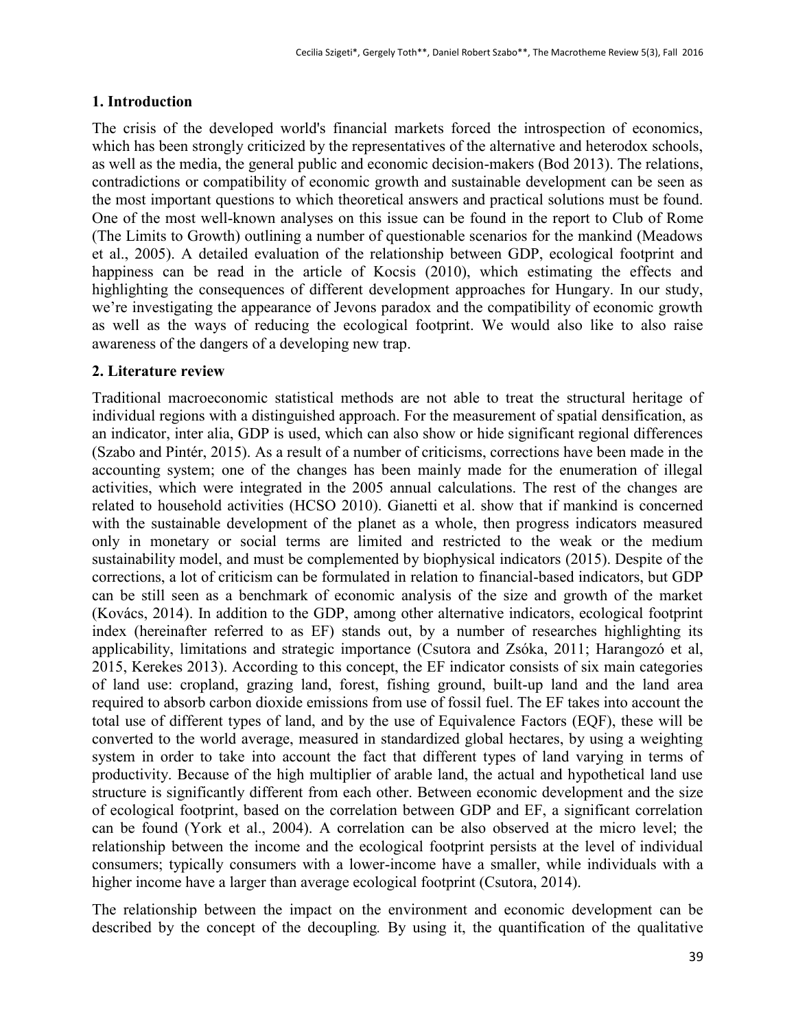## 1. Introduction

The crisis of the developed world's financial markets forced the introspection of economics, which has been strongly criticized by the representatives of the alternative and heterodox schools, as well as the media, the general public and economic decision-makers (Bod 2013). The relations, contradictions or compatibility of economic growth and sustainable development can be seen as the most important questions to which theoretical answers and practical solutions must be found. One of the most well-known analyses on this issue can be found in the report to Club of Rome (The Limits to Growth) outlining a number of questionable scenarios for the mankind (Meadows et al., 2005). A detailed evaluation of the relationship between GDP, ecological footprint and happiness can be read in the article of Kocsis (2010), which estimating the effects and highlighting the consequences of different development approaches for Hungary. In our study, we're investigating the appearance of Jevons paradox and the compatibility of economic growth as well as the ways of reducing the ecological footprint. We would also like to also raise awareness of the dangers of a developing new trap.

## 2. Literature review

Traditional macroeconomic statistical methods are not able to treat the structural heritage of individual regions with a distinguished approach. For the measurement of spatial densification, as an indicator, inter alia, GDP is used, which can also show or hide significant regional differences (Szabo and Pintér, 2015). As a result of a number of criticisms, corrections have been made in the accounting system; one of the changes has been mainly made for the enumeration of illegal activities, which were integrated in the 2005 annual calculations. The rest of the changes are related to household activities (HCSO 2010). Gianetti et al. show that if mankind is concerned with the sustainable development of the planet as a whole, then progress indicators measured only in monetary or social terms are limited and restricted to the weak or the medium sustainability model, and must be complemented by biophysical indicators (2015). Despite of the corrections, a lot of criticism can be formulated in relation to financial-based indicators, but GDP can be still seen as a benchmark of economic analysis of the size and growth of the market (Kovács, 2014). In addition to the GDP, among other alternative indicators, ecological footprint index (hereinafter referred to as EF) stands out, by a number of researches highlighting its applicability, limitations and strategic importance (Csutora and Zsóka, 2011; Harangozó et al, 2015, Kerekes 2013). According to this concept, the EF indicator consists of six main categories of land use: cropland, grazing land, forest, fishing ground, built-up land and the land area required to absorb carbon dioxide emissions from use of fossil fuel. The EF takes into account the total use of different types of land, and by the use of Equivalence Factors (EQF), these will be converted to the world average, measured in standardized global hectares, by using a weighting system in order to take into account the fact that different types of land varying in terms of productivity. Because of the high multiplier of arable land, the actual and hypothetical land use structure is significantly different from each other. Between economic development and the size of ecological footprint, based on the correlation between GDP and EF, a significant correlation can be found (York et al., 2004). A correlation can be also observed at the micro level; the relationship between the income and the ecological footprint persists at the level of individual consumers; typically consumers with a lower-income have a smaller, while individuals with a higher income have a larger than average ecological footprint (Csutora, 2014).

The relationship between the impact on the environment and economic development can be described by the concept of the decoupling. By using it, the quantification of the qualitative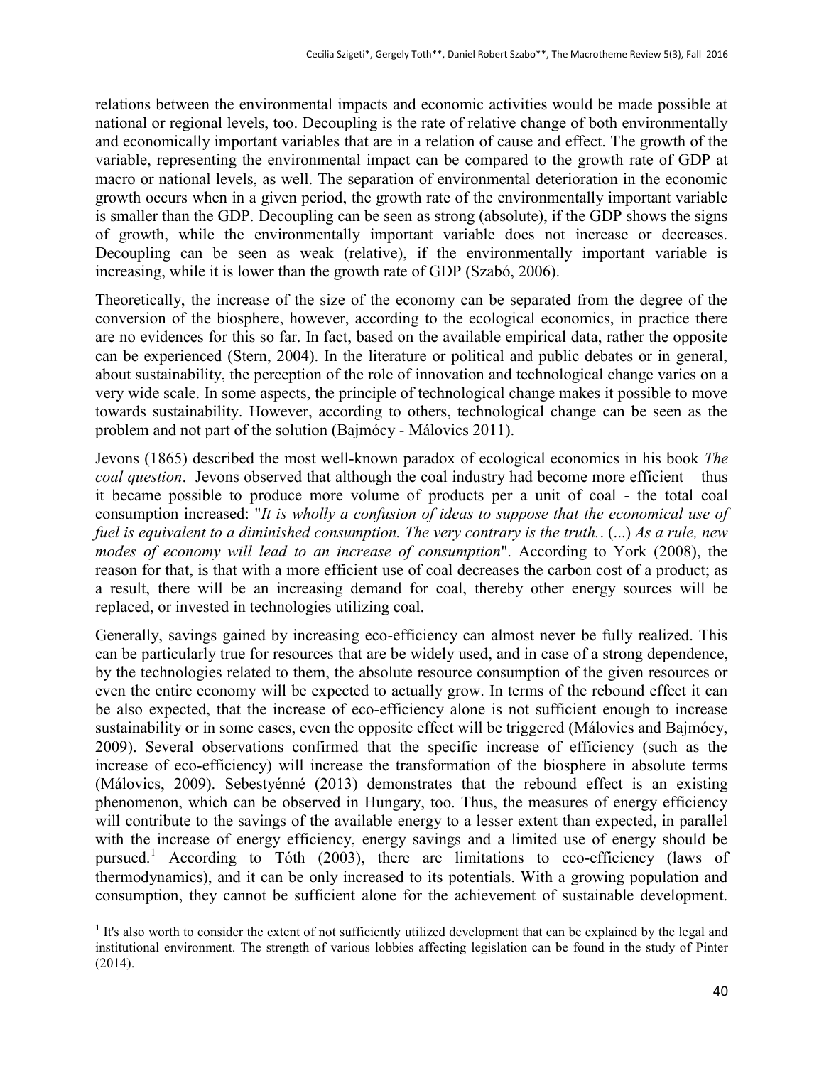relations between the environmental impacts and economic activities would be made possible at national or regional levels, too. Decoupling is the rate of relative change of both environmentally and economically important variables that are in a relation of cause and effect. The growth of the variable, representing the environmental impact can be compared to the growth rate of GDP at macro or national levels, as well. The separation of environmental deterioration in the economic growth occurs when in a given period, the growth rate of the environmentally important variable is smaller than the GDP. Decoupling can be seen as strong (absolute), if the GDP shows the signs of growth, while the environmentally important variable does not increase or decreases. Decoupling can be seen as weak (relative), if the environmentally important variable is increasing, while it is lower than the growth rate of GDP (Szabó, 2006).

Theoretically, the increase of the size of the economy can be separated from the degree of the conversion of the biosphere, however, according to the ecological economics, in practice there are no evidences for this so far. In fact, based on the available empirical data, rather the opposite can be experienced (Stern, 2004). In the literature or political and public debates or in general, about sustainability, the perception of the role of innovation and technological change varies on a very wide scale. In some aspects, the principle of technological change makes it possible to move towards sustainability. However, according to others, technological change can be seen as the problem and not part of the solution (Bajmócy - Málovics 2011).

Jevons (1865) described the most well-known paradox of ecological economics in his book *The coal question*. Jevons observed that although the coal industry had become more efficient – thus it became possible to produce more volume of products per a unit of coal - the total coal consumption increased: "*It is wholly a confusion of ideas to suppose that the economical use of fuel is equivalent to a diminished consumption. The very contrary is the truth.*. (...) *As a rule, new modes of economy will lead to an increase of consumption*". According to York (2008), the reason for that, is that with a more efficient use of coal decreases the carbon cost of a product; as a result, there will be an increasing demand for coal, thereby other energy sources will be replaced, or invested in technologies utilizing coal.

Generally, savings gained by increasing eco-efficiency can almost never be fully realized. This can be particularly true for resources that are be widely used, and in case of a strong dependence, by the technologies related to them, the absolute resource consumption of the given resources or even the entire economy will be expected to actually grow. In terms of the rebound effect it can be also expected, that the increase of eco-efficiency alone is not sufficient enough to increase sustainability or in some cases, even the opposite effect will be triggered (Málovics and Bajmócy, 2009). Several observations confirmed that the specific increase of efficiency (such as the increase of eco-efficiency) will increase the transformation of the biosphere in absolute terms (Málovics, 2009). Sebestyénné (2013) demonstrates that the rebound effect is an existing phenomenon, which can be observed in Hungary, too. Thus, the measures of energy efficiency will contribute to the savings of the available energy to a lesser extent than expected, in parallel with the increase of energy efficiency, energy savings and a limited use of energy should be pursued.[1] According to Tóth (2003), there are limitations to eco-efficiency (laws of thermodynamics), and it can be only increased to its potentials. With a growing population and consumption, they cannot be sufficient alone for the achievement of sustainable development.

[1] It's also worth to consider the extent of not sufficiently utilized development that can be explained by the legal and institutional environment. The strength of various lobbies affecting legislation can be found in the study of Pinter (2014).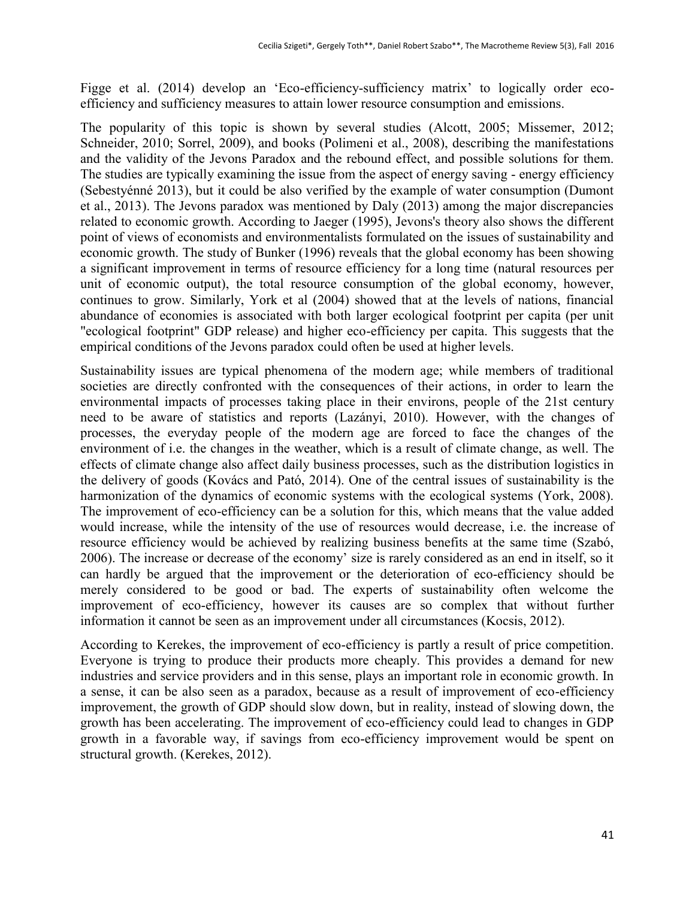Figge et al. (2014) develop an 'Eco-efficiency-sufficiency matrix' to logically order eco-efficiency and sufficiency measures to attain lower resource consumption and emissions.

The popularity of this topic is shown by several studies (Alcott, 2005; Missemer, 2012; Schneider, 2010; Sorrel, 2009), and books (Polimeni et al., 2008), describing the manifestations and the validity of the Jevons Paradox and the rebound effect, and possible solutions for them. The studies are typically examining the issue from the aspect of energy saving - energy efficiency (Sebestyénné 2013), but it could be also verified by the example of water consumption (Dumont et al., 2013). The Jevons paradox was mentioned by Daly (2013) among the major discrepancies related to economic growth. According to Jaeger (1995), Jevons's theory also shows the different point of views of economists and environmentalists formulated on the issues of sustainability and economic growth. The study of Bunker (1996) reveals that the global economy has been showing a significant improvement in terms of resource efficiency for a long time (natural resources per unit of economic output), the total resource consumption of the global economy, however, continues to grow. Similarly, York et al (2004) showed that at the levels of nations, financial abundance of economies is associated with both larger ecological footprint per capita (per unit "ecological footprint" GDP release) and higher eco-efficiency per capita. This suggests that the empirical conditions of the Jevons paradox could often be used at higher levels.

Sustainability issues are typical phenomena of the modern age; while members of traditional societies are directly confronted with the consequences of their actions, in order to learn the environmental impacts of processes taking place in their environs, people of the 21st century need to be aware of statistics and reports (Lazányi, 2010). However, with the changes of processes, the everyday people of the modern age are forced to face the changes of the environment of i.e. the changes in the weather, which is a result of climate change, as well. The effects of climate change also affect daily business processes, such as the distribution logistics in the delivery of goods (Kovács and Pató, 2014). One of the central issues of sustainability is the harmonization of the dynamics of economic systems with the ecological systems (York, 2008). The improvement of eco-efficiency can be a solution for this, which means that the value added would increase, while the intensity of the use of resources would decrease, i.e. the increase of resource efficiency would be achieved by realizing business benefits at the same time (Szabó, 2006). The increase or decrease of the economy' size is rarely considered as an end in itself, so it can hardly be argued that the improvement or the deterioration of eco-efficiency should be merely considered to be good or bad. The experts of sustainability often welcome the improvement of eco-efficiency, however its causes are so complex that without further information it cannot be seen as an improvement under all circumstances (Kocsis, 2012).

According to Kerekes, the improvement of eco-efficiency is partly a result of price competition. Everyone is trying to produce their products more cheaply. This provides a demand for new industries and service providers and in this sense, plays an important role in economic growth. In a sense, it can be also seen as a paradox, because as a result of improvement of eco-efficiency improvement, the growth of GDP should slow down, but in reality, instead of slowing down, the growth has been accelerating. The improvement of eco-efficiency could lead to changes in GDP growth in a favorable way, if savings from eco-efficiency improvement would be spent on structural growth. (Kerekes, 2012).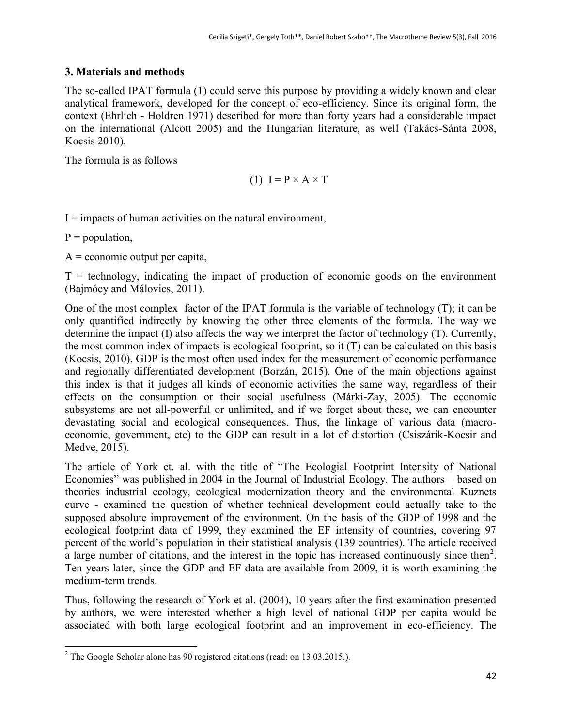## 3. Materials and methods

The so-called IPAT formula (1) could serve this purpose by providing a widely known and clear analytical framework, developed for the concept of eco-efficiency. Since its original form, the context (Ehrlich - Holdren 1971) described for more than forty years had a considerable impact on the international (Alcott 2005) and the Hungarian literature, as well (Takács-Sánta 2008, Kocsis 2010).

The formula is as follows

$$(1)\ \ I = P \times A \times T$$

I = impacts of human activities on the natural environment,

P = population,

A = economic output per capita,

T = technology, indicating the impact of production of economic goods on the environment (Bajmócy and Málovics, 2011).

One of the most complex factor of the IPAT formula is the variable of technology (T); it can be only quantified indirectly by knowing the other three elements of the formula. The way we determine the impact (I) also affects the way we interpret the factor of technology (T). Currently, the most common index of impacts is ecological footprint, so it (T) can be calculated on this basis (Kocsis, 2010). GDP is the most often used index for the measurement of economic performance and regionally differentiated development (Borzán, 2015). One of the main objections against this index is that it judges all kinds of economic activities the same way, regardless of their effects on the consumption or their social usefulness (Márki-Zay, 2005). The economic subsystems are not all-powerful or unlimited, and if we forget about these, we can encounter devastating social and ecological consequences. Thus, the linkage of various data (macro-economic, government, etc) to the GDP can result in a lot of distortion (Csiszárik-Kocsir and Medve, 2015).

The article of York et. al. with the title of "The Ecologial Footprint Intensity of National Economies" was published in 2004 in the Journal of Industrial Ecology. The authors – based on theories industrial ecology, ecological modernization theory and the environmental Kuznets curve - examined the question of whether technical development could actually take to the supposed absolute improvement of the environment. On the basis of the GDP of 1998 and the ecological footprint data of 1999, they examined the EF intensity of countries, covering 97 percent of the world's population in their statistical analysis (139 countries). The article received a large number of citations, and the interest in the topic has increased continuously since then[2]. Ten years later, since the GDP and EF data are available from 2009, it is worth examining the medium-term trends.

Thus, following the research of York et al. (2004), 10 years after the first examination presented by authors, we were interested whether a high level of national GDP per capita would be associated with both large ecological footprint and an improvement in eco-efficiency. The

[2] The Google Scholar alone has 90 registered citations (read: on 13.03.2015.).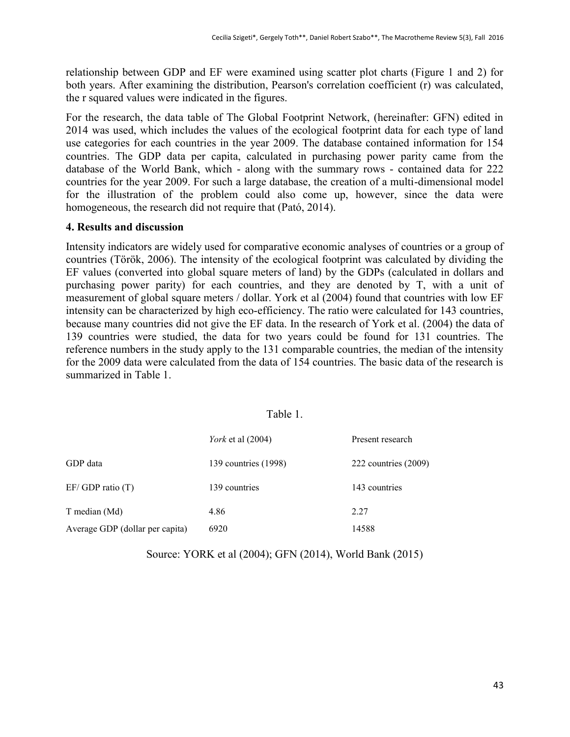relationship between GDP and EF were examined using scatter plot charts (Figure 1 and 2) for both years. After examining the distribution, Pearson's correlation coefficient (r) was calculated, the r squared values were indicated in the figures.

For the research, the data table of The Global Footprint Network, (hereinafter: GFN) edited in 2014 was used, which includes the values of the ecological footprint data for each type of land use categories for each countries in the year 2009. The database contained information for 154 countries. The GDP data per capita, calculated in purchasing power parity came from the database of the World Bank, which - along with the summary rows - contained data for 222 countries for the year 2009. For such a large database, the creation of a multi-dimensional model for the illustration of the problem could also come up, however, since the data were homogeneous, the research did not require that (Pató, 2014).

## 4. Results and discussion

Intensity indicators are widely used for comparative economic analyses of countries or a group of countries (Török, 2006). The intensity of the ecological footprint was calculated by dividing the EF values (converted into global square meters of land) by the GDPs (calculated in dollars and purchasing power parity) for each countries, and they are denoted by T, with a unit of measurement of global square meters / dollar. York et al (2004) found that countries with low EF intensity can be characterized by high eco-efficiency. The ratio were calculated for 143 countries, because many countries did not give the EF data. In the research of York et al. (2004) the data of 139 countries were studied, the data for two years could be found for 131 countries. The reference numbers in the study apply to the 131 comparable countries, the median of the intensity for the 2009 data were calculated from the data of 154 countries. The basic data of the research is summarized in Table 1.

Table 1.

| | *York* et al (2004) | Present research |
|---|---|---|
| GDP data | 139 countries (1998) | 222 countries (2009) |
| EF/ GDP ratio (T) | 139 countries | 143 countries |
| T median (Md) | 4.86 | 2.27 |
| Average GDP (dollar per capita) | 6920 | 14588 |

Source: YORK et al (2004); GFN (2014), World Bank (2015)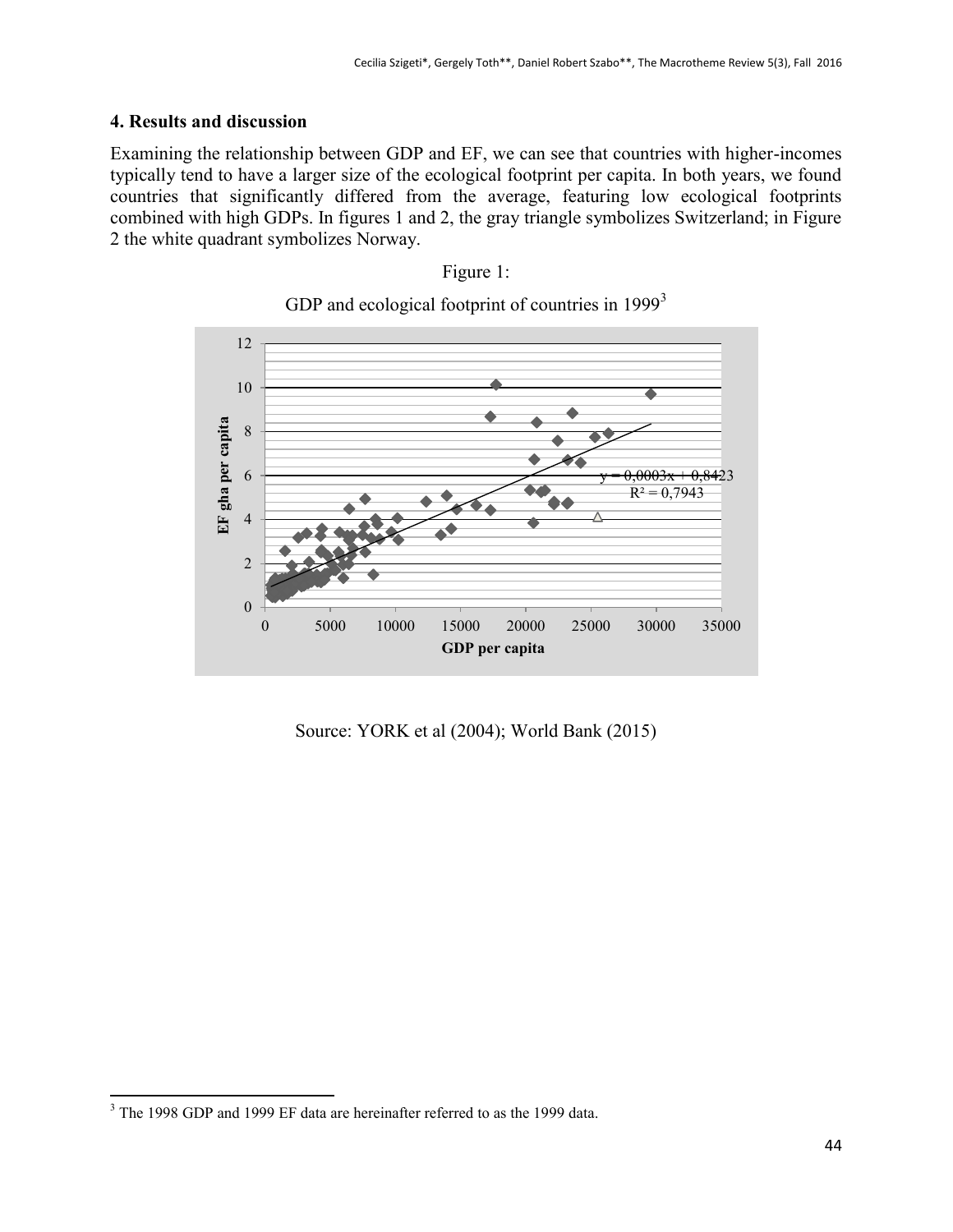## 4. Results and discussion

Examining the relationship between GDP and EF, we can see that countries with higher-incomes typically tend to have a larger size of the ecological footprint per capita. In both years, we found countries that significantly differed from the average, featuring low ecological footprints combined with high GDPs. In figures 1 and 2, the gray triangle symbolizes Switzerland; in Figure 2 the white quadrant symbolizes Norway.

Figure 1:

GDP and ecological footprint of countries in 1999[3]

Source: YORK et al (2004); World Bank (2015)

[3] The 1998 GDP and 1999 EF data are hereinafter referred to as the 1999 data.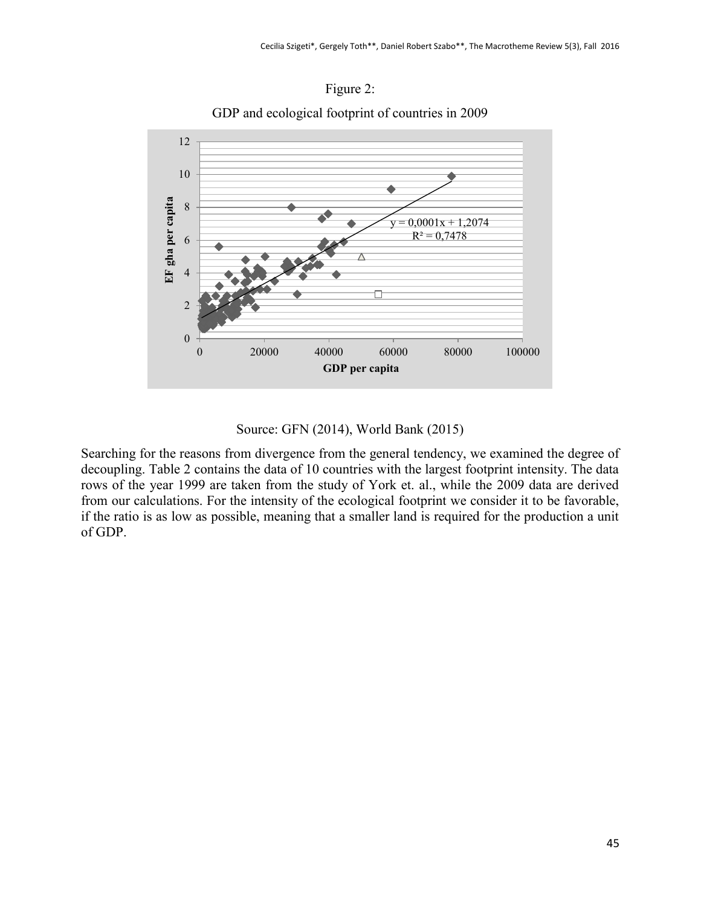Figure 2:

GDP and ecological footprint of countries in 2009

Source: GFN (2014), World Bank (2015)

Searching for the reasons from divergence from the general tendency, we examined the degree of decoupling. Table 2 contains the data of 10 countries with the largest footprint intensity. The data rows of the year 1999 are taken from the study of York et. al., while the 2009 data are derived from our calculations. For the intensity of the ecological footprint we consider it to be favorable, if the ratio is as low as possible, meaning that a smaller land is required for the production a unit of GDP.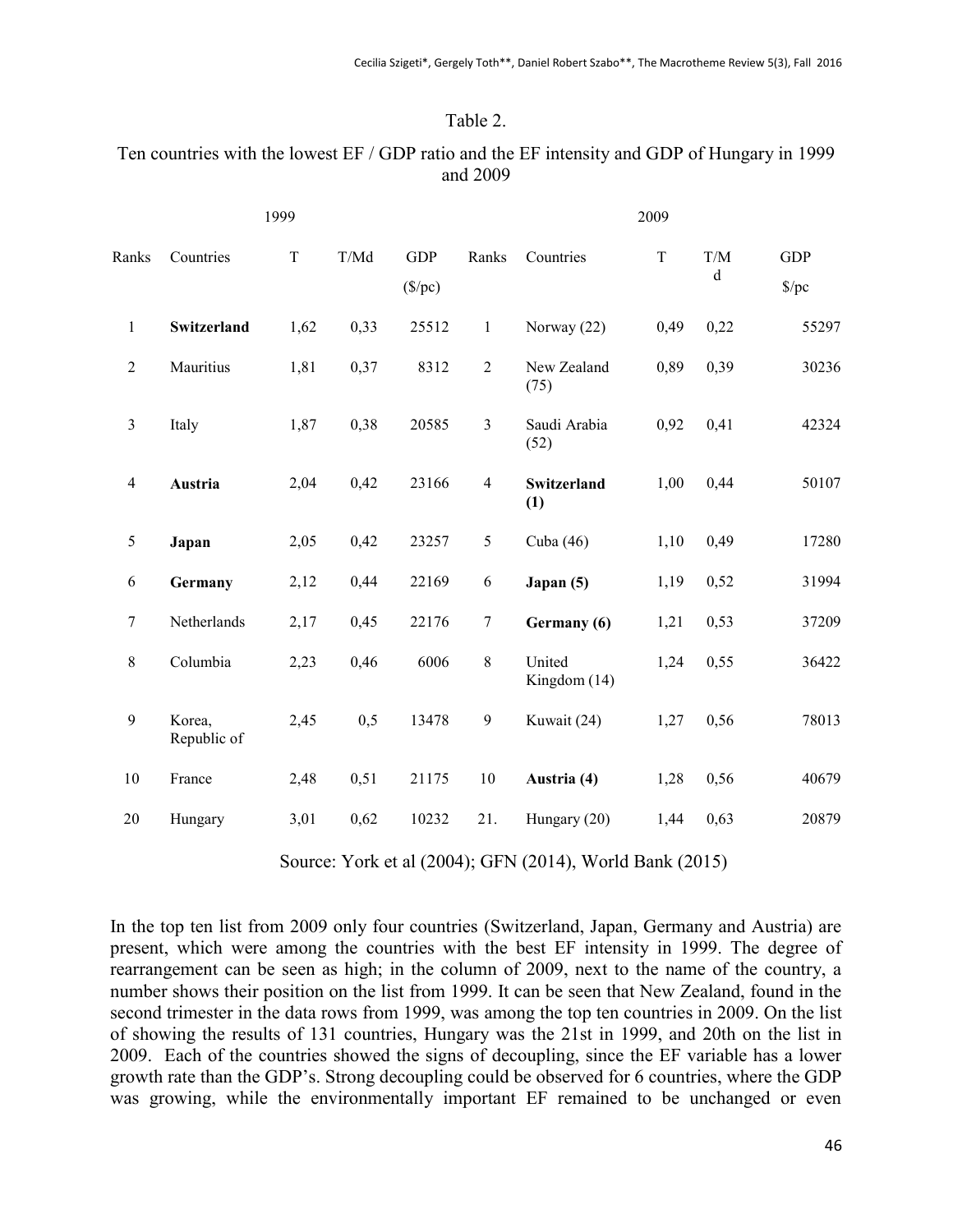Table 2.

Ten countries with the lowest EF / GDP ratio and the EF intensity and GDP of Hungary in 1999 and 2009

| 1999 | | | | | 2009 | | | | |
|---|---|---|---|---|---|---|---|---|---|
| Ranks | Countries | T | T/Md | GDP ($/pc) | Ranks | Countries | T | T/Md | GDP $/pc |
| 1 | **Switzerland** | 1,62 | 0,33 | 25512 | 1 | Norway (22) | 0,49 | 0,22 | 55297 |
| 2 | Mauritius | 1,81 | 0,37 | 8312 | 2 | New Zealand (75) | 0,89 | 0,39 | 30236 |
| 3 | Italy | 1,87 | 0,38 | 20585 | 3 | Saudi Arabia (52) | 0,92 | 0,41 | 42324 |
| 4 | **Austria** | 2,04 | 0,42 | 23166 | 4 | **Switzerland (1)** | 1,00 | 0,44 | 50107 |
| 5 | **Japan** | 2,05 | 0,42 | 23257 | 5 | Cuba (46) | 1,10 | 0,49 | 17280 |
| 6 | **Germany** | 2,12 | 0,44 | 22169 | 6 | **Japan (5)** | 1,19 | 0,52 | 31994 |
| 7 | Netherlands | 2,17 | 0,45 | 22176 | 7 | **Germany (6)** | 1,21 | 0,53 | 37209 |
| 8 | Columbia | 2,23 | 0,46 | 6006 | 8 | United Kingdom (14) | 1,24 | 0,55 | 36422 |
| 9 | Korea, Republic of | 2,45 | 0,5 | 13478 | 9 | Kuwait (24) | 1,27 | 0,56 | 78013 |
| 10 | France | 2,48 | 0,51 | 21175 | 10 | **Austria (4)** | 1,28 | 0,56 | 40679 |
| 20 | Hungary | 3,01 | 0,62 | 10232 | 21. | Hungary (20) | 1,44 | 0,63 | 20879 |

Source: York et al (2004); GFN (2014), World Bank (2015)

In the top ten list from 2009 only four countries (Switzerland, Japan, Germany and Austria) are present, which were among the countries with the best EF intensity in 1999. The degree of rearrangement can be seen as high; in the column of 2009, next to the name of the country, a number shows their position on the list from 1999. It can be seen that New Zealand, found in the second trimester in the data rows from 1999, was among the top ten countries in 2009. On the list of showing the results of 131 countries, Hungary was the 21st in 1999, and 20th on the list in 2009. Each of the countries showed the signs of decoupling, since the EF variable has a lower growth rate than the GDP's. Strong decoupling could be observed for 6 countries, where the GDP was growing, while the environmentally important EF remained to be unchanged or even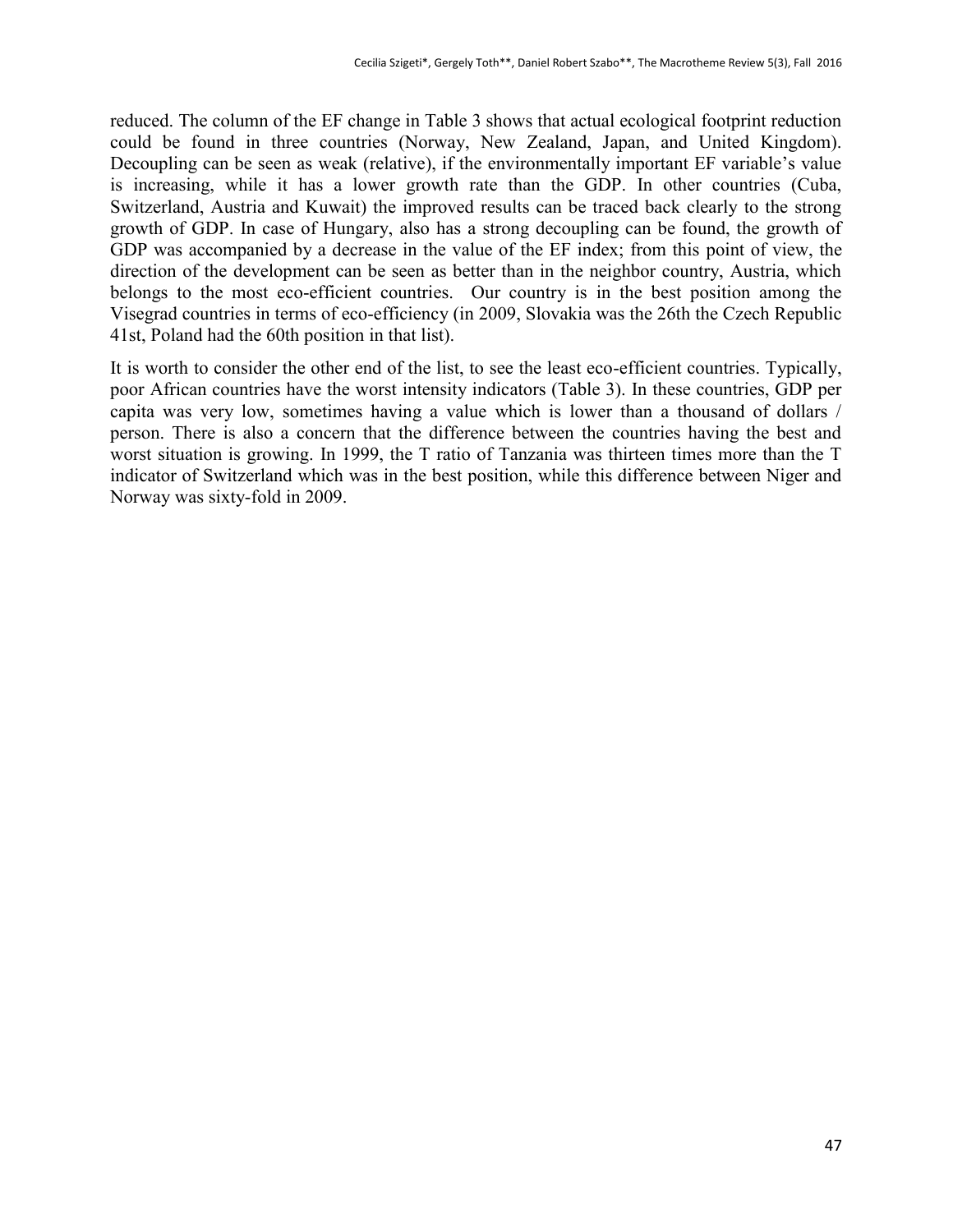reduced. The column of the EF change in Table 3 shows that actual ecological footprint reduction could be found in three countries (Norway, New Zealand, Japan, and United Kingdom). Decoupling can be seen as weak (relative), if the environmentally important EF variable's value is increasing, while it has a lower growth rate than the GDP. In other countries (Cuba, Switzerland, Austria and Kuwait) the improved results can be traced back clearly to the strong growth of GDP. In case of Hungary, also has a strong decoupling can be found, the growth of GDP was accompanied by a decrease in the value of the EF index; from this point of view, the direction of the development can be seen as better than in the neighbor country, Austria, which belongs to the most eco-efficient countries. Our country is in the best position among the Visegrad countries in terms of eco-efficiency (in 2009, Slovakia was the 26th the Czech Republic 41st, Poland had the 60th position in that list).

It is worth to consider the other end of the list, to see the least eco-efficient countries. Typically, poor African countries have the worst intensity indicators (Table 3). In these countries, GDP per capita was very low, sometimes having a value which is lower than a thousand of dollars / person. There is also a concern that the difference between the countries having the best and worst situation is growing. In 1999, the T ratio of Tanzania was thirteen times more than the T indicator of Switzerland which was in the best position, while this difference between Niger and Norway was sixty-fold in 2009.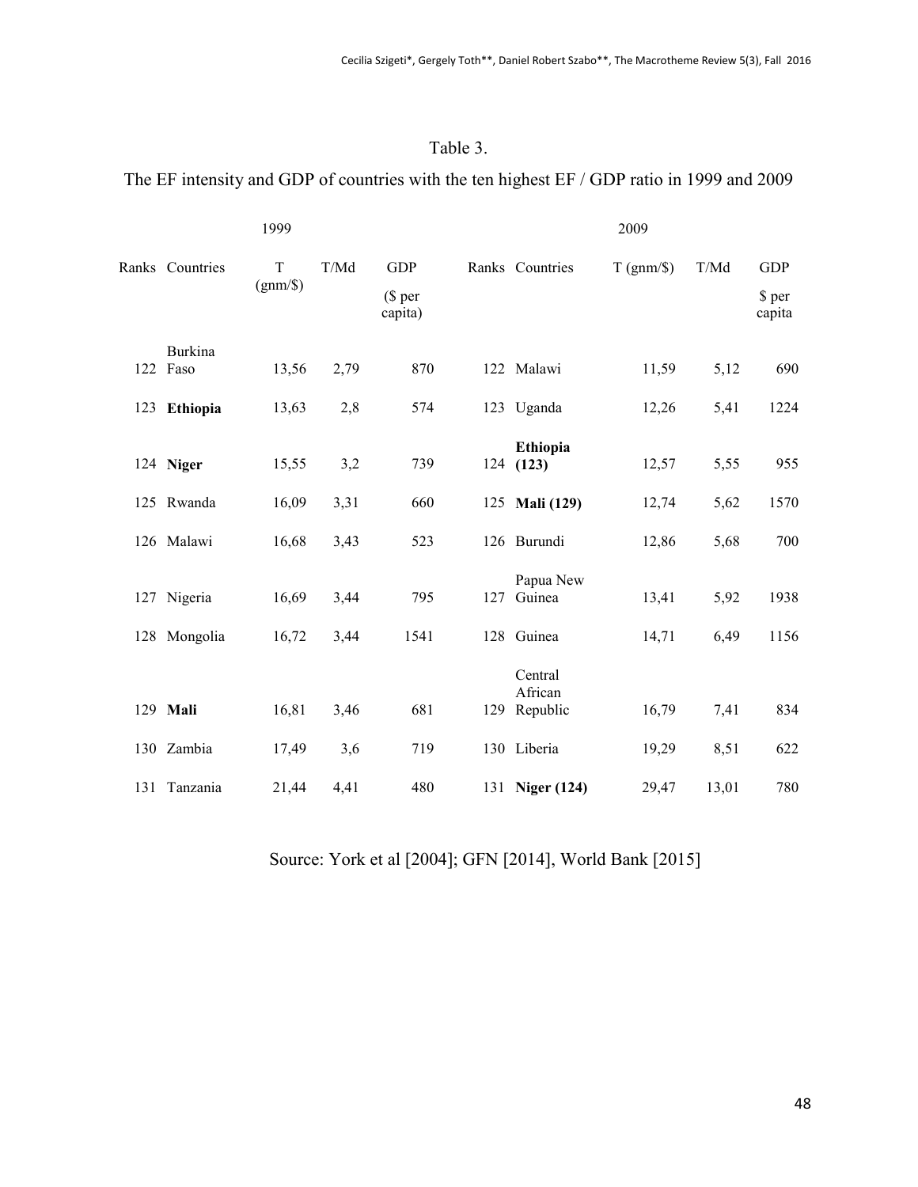Table 3.

The EF intensity and GDP of countries with the ten highest EF / GDP ratio in 1999 and 2009

| 1999 | | | | | 2009 | | | | |
|---|---|---|---|---|---|---|---|---|---|
| Ranks | Countries | T (gnm/$) | T/Md | GDP ($ per capita) | Ranks | Countries | T (gnm/$) | T/Md | GDP $ per capita |
| 122 | Burkina Faso | 13,56 | 2,79 | 870 | 122 | Malawi | 11,59 | 5,12 | 690 |
| 123 | **Ethiopia** | 13,63 | 2,8 | 574 | 123 | Uganda | 12,26 | 5,41 | 1224 |
| 124 | **Niger** | 15,55 | 3,2 | 739 | 124 | **Ethiopia (123)** | 12,57 | 5,55 | 955 |
| 125 | Rwanda | 16,09 | 3,31 | 660 | 125 | **Mali (129)** | 12,74 | 5,62 | 1570 |
| 126 | Malawi | 16,68 | 3,43 | 523 | 126 | Burundi | 12,86 | 5,68 | 700 |
| 127 | Nigeria | 16,69 | 3,44 | 795 | 127 | Papua New Guinea | 13,41 | 5,92 | 1938 |
| 128 | Mongolia | 16,72 | 3,44 | 1541 | 128 | Guinea | 14,71 | 6,49 | 1156 |
| 129 | **Mali** | 16,81 | 3,46 | 681 | 129 | Central African Republic | 16,79 | 7,41 | 834 |
| 130 | Zambia | 17,49 | 3,6 | 719 | 130 | Liberia | 19,29 | 8,51 | 622 |
| 131 | Tanzania | 21,44 | 4,41 | 480 | 131 | **Niger (124)** | 29,47 | 13,01 | 780 |

Source: York et al [2004]; GFN [2014], World Bank [2015]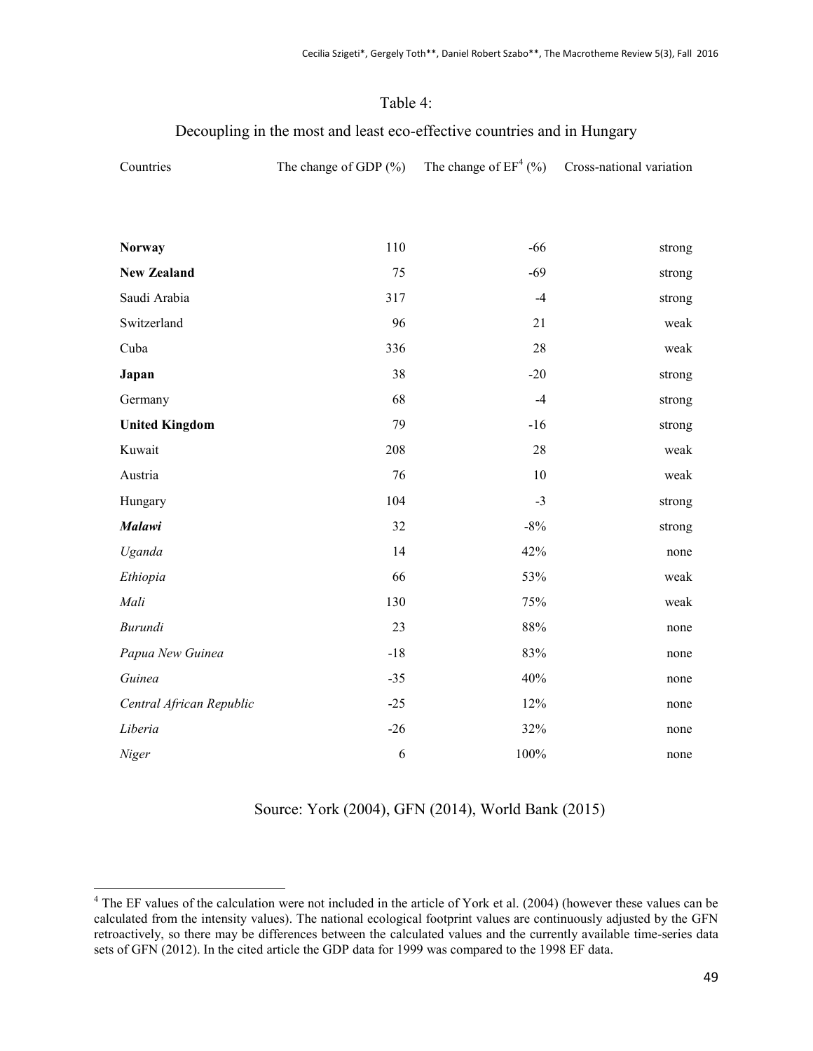Table 4:

Decoupling in the most and least eco-effective countries and in Hungary

| Countries | The change of GDP (%) | The change of EF[4] (%) | Cross-national variation |
|---|---|---|---|
| **Norway** | 110 | -66 | strong |
| **New Zealand** | 75 | -69 | strong |
| Saudi Arabia | 317 | -4 | strong |
| Switzerland | 96 | 21 | weak |
| Cuba | 336 | 28 | weak |
| **Japan** | 38 | -20 | strong |
| Germany | 68 | -4 | strong |
| **United Kingdom** | 79 | -16 | strong |
| Kuwait | 208 | 28 | weak |
| Austria | 76 | 10 | weak |
| Hungary | 104 | -3 | strong |
| ***Malawi*** | 32 | -8% | strong |
| *Uganda* | 14 | 42% | none |
| *Ethiopia* | 66 | 53% | weak |
| *Mali* | 130 | 75% | weak |
| *Burundi* | 23 | 88% | none |
| *Papua New Guinea* | -18 | 83% | none |
| *Guinea* | -35 | 40% | none |
| *Central African Republic* | -25 | 12% | none |
| *Liberia* | -26 | 32% | none |
| *Niger* | 6 | 100% | none |

Source: York (2004), GFN (2014), World Bank (2015)

[4] The EF values of the calculation were not included in the article of York et al. (2004) (however these values can be calculated from the intensity values). The national ecological footprint values are continuously adjusted by the GFN retroactively, so there may be differences between the calculated values and the currently available time-series data sets of GFN (2012). In the cited article the GDP data for 1999 was compared to the 1998 EF data.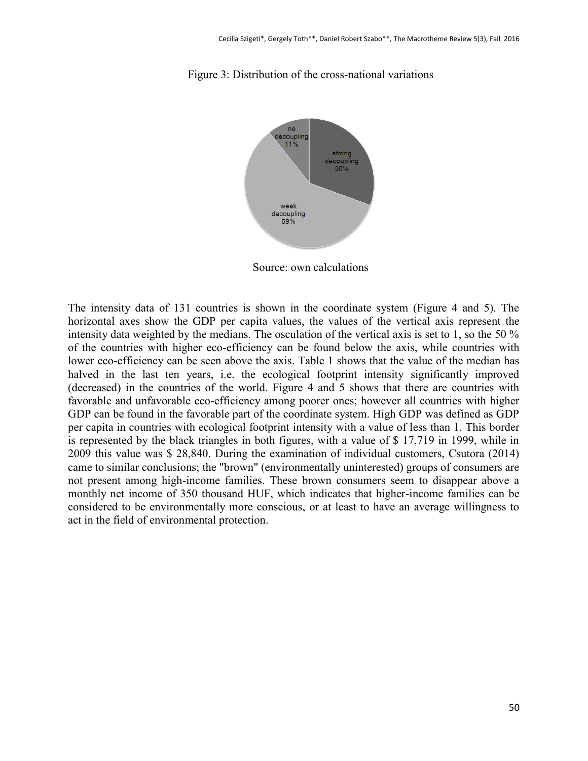Figure 3: Distribution of the cross-national variations

Source: own calculations

The intensity data of 131 countries is shown in the coordinate system (Figure 4 and 5). The horizontal axes show the GDP per capita values, the values of the vertical axis represent the intensity data weighted by the medians. The osculation of the vertical axis is set to 1, so the 50 % of the countries with higher eco-efficiency can be found below the axis, while countries with lower eco-efficiency can be seen above the axis. Table 1 shows that the value of the median has halved in the last ten years, i.e. the ecological footprint intensity significantly improved (decreased) in the countries of the world. Figure 4 and 5 shows that there are countries with favorable and unfavorable eco-efficiency among poorer ones; however all countries with higher GDP can be found in the favorable part of the coordinate system. High GDP was defined as GDP per capita in countries with ecological footprint intensity with a value of less than 1. This border is represented by the black triangles in both figures, with a value of $ 17,719 in 1999, while in 2009 this value was $ 28,840. During the examination of individual customers, Csutora (2014) came to similar conclusions; the "brown" (environmentally uninterested) groups of consumers are not present among high-income families. These brown consumers seem to disappear above a monthly net income of 350 thousand HUF, which indicates that higher-income families can be considered to be environmentally more conscious, or at least to have an average willingness to act in the field of environmental protection.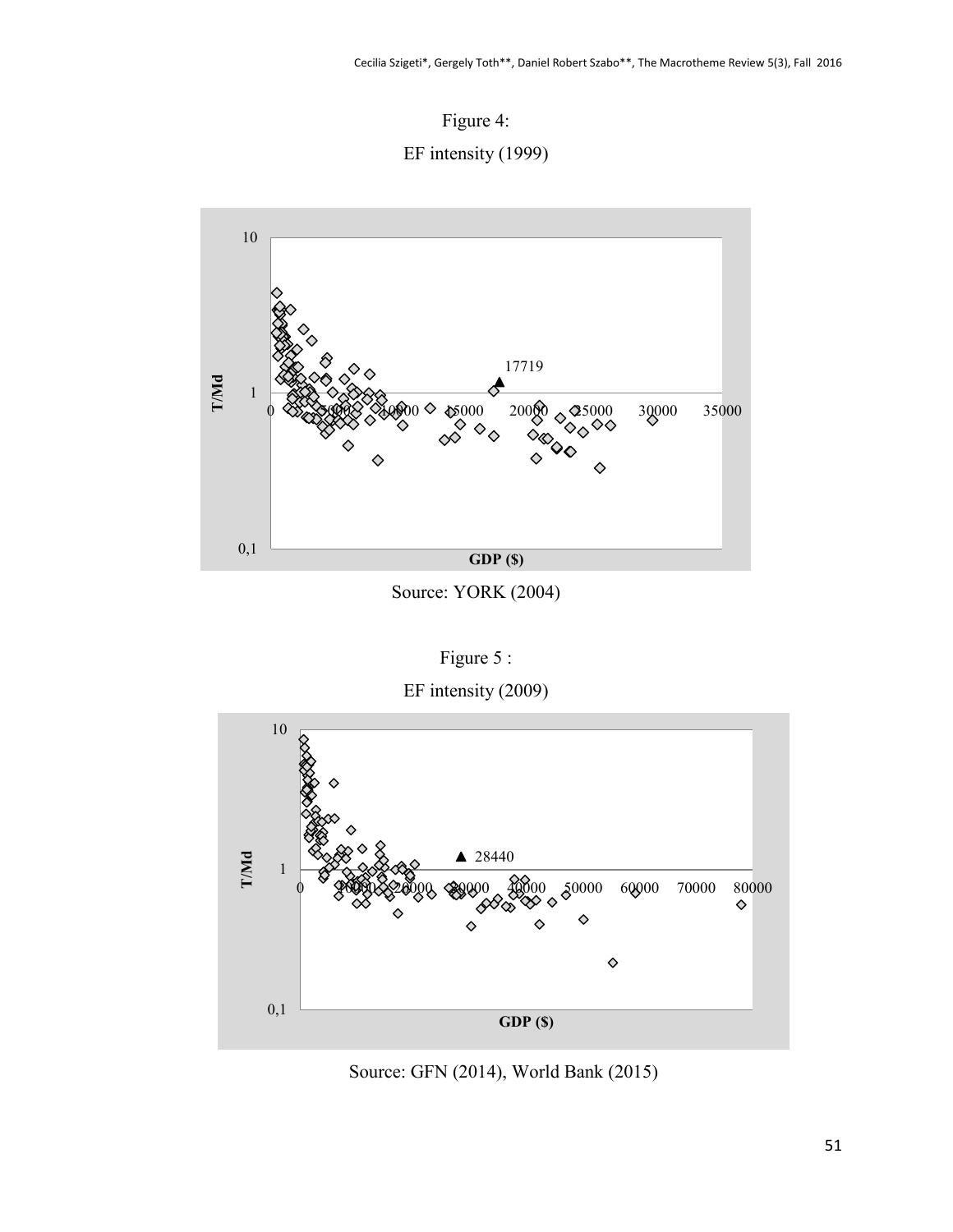Figure 4:

EF intensity (1999)

Source: YORK (2004)

Figure 5 :

EF intensity (2009)

Source: GFN (2014), World Bank (2015)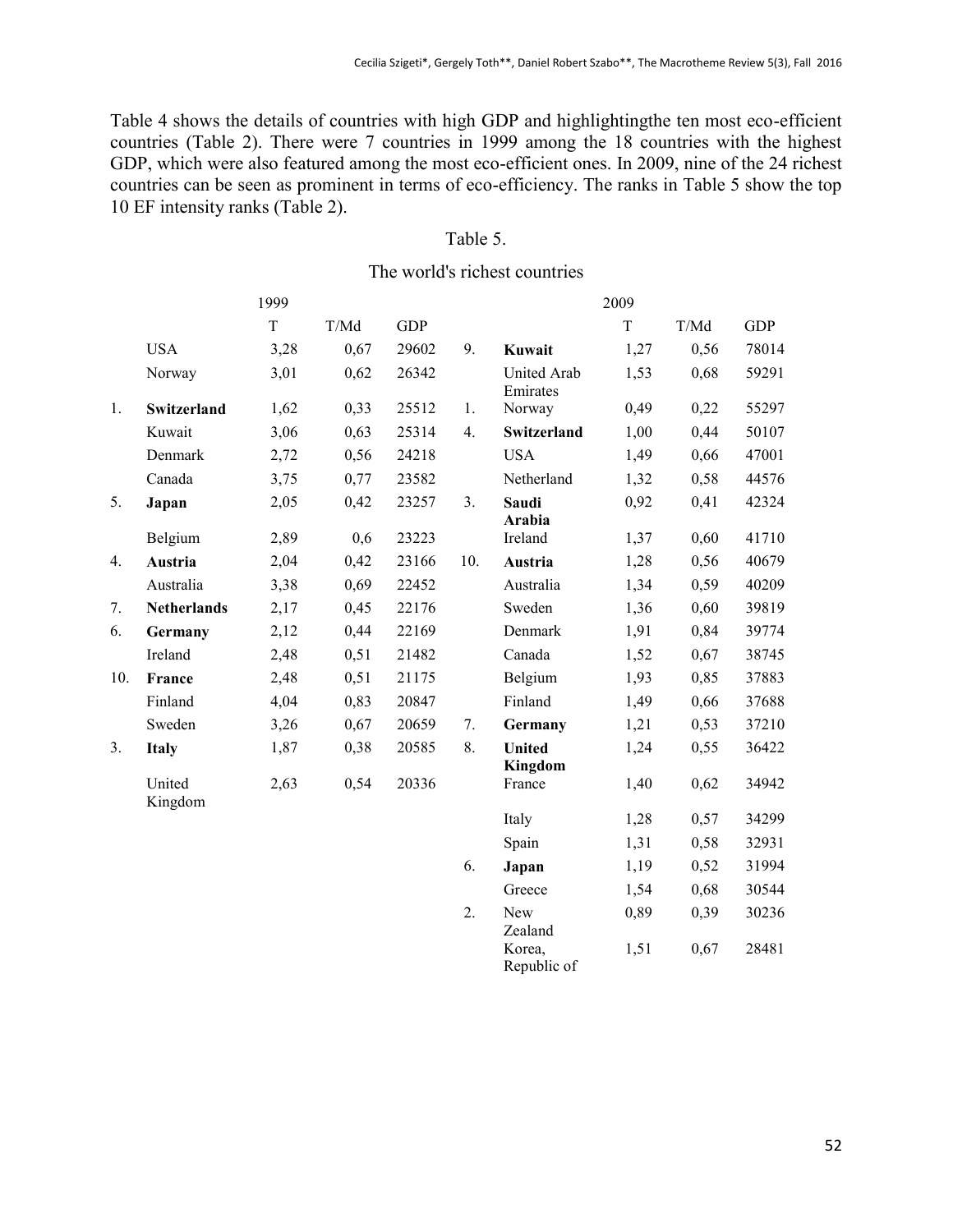Table 4 shows the details of countries with high GDP and highlightingthe ten most eco-efficient countries (Table 2). There were 7 countries in 1999 among the 18 countries with the highest GDP, which were also featured among the most eco-efficient ones. In 2009, nine of the 24 richest countries can be seen as prominent in terms of eco-efficiency. The ranks in Table 5 show the top 10 EF intensity ranks (Table 2).

Table 5.

The world's richest countries

| | | 1999 | | | | | 2009 | | |
|---|---|---|---|---|---|---|---|---|---|
| | | T | T/Md | GDP | | | T | T/Md | GDP |
| | USA | 3,28 | 0,67 | 29602 | 9. | **Kuwait** | 1,27 | 0,56 | 78014 |
| | Norway | 3,01 | 0,62 | 26342 | | United Arab Emirates | 1,53 | 0,68 | 59291 |
| 1. | **Switzerland** | 1,62 | 0,33 | 25512 | 1. | Norway | 0,49 | 0,22 | 55297 |
| | Kuwait | 3,06 | 0,63 | 25314 | 4. | **Switzerland** | 1,00 | 0,44 | 50107 |
| | Denmark | 2,72 | 0,56 | 24218 | | USA | 1,49 | 0,66 | 47001 |
| | Canada | 3,75 | 0,77 | 23582 | | Netherland | 1,32 | 0,58 | 44576 |
| 5. | **Japan** | 2,05 | 0,42 | 23257 | 3. | **Saudi Arabia** | 0,92 | 0,41 | 42324 |
| | Belgium | 2,89 | 0,6 | 23223 | | Ireland | 1,37 | 0,60 | 41710 |
| 4. | **Austria** | 2,04 | 0,42 | 23166 | 10. | **Austria** | 1,28 | 0,56 | 40679 |
| | Australia | 3,38 | 0,69 | 22452 | | Australia | 1,34 | 0,59 | 40209 |
| 7. | **Netherlands** | 2,17 | 0,45 | 22176 | | Sweden | 1,36 | 0,60 | 39819 |
| 6. | **Germany** | 2,12 | 0,44 | 22169 | | Denmark | 1,91 | 0,84 | 39774 |
| | Ireland | 2,48 | 0,51 | 21482 | | Canada | 1,52 | 0,67 | 38745 |
| 10. | **France** | 2,48 | 0,51 | 21175 | | Belgium | 1,93 | 0,85 | 37883 |
| | Finland | 4,04 | 0,83 | 20847 | | Finland | 1,49 | 0,66 | 37688 |
| | Sweden | 3,26 | 0,67 | 20659 | 7. | **Germany** | 1,21 | 0,53 | 37210 |
| 3. | **Italy** | 1,87 | 0,38 | 20585 | 8. | **United Kingdom** | 1,24 | 0,55 | 36422 |
| | United Kingdom | 2,63 | 0,54 | 20336 | | France | 1,40 | 0,62 | 34942 |
| | | | | | | Italy | 1,28 | 0,57 | 34299 |
| | | | | | | Spain | 1,31 | 0,58 | 32931 |
| | | | | | 6. | **Japan** | 1,19 | 0,52 | 31994 |
| | | | | | | Greece | 1,54 | 0,68 | 30544 |
| | | | | | 2. | New Zealand | 0,89 | 0,39 | 30236 |
| | | | | | | Korea, Republic of | 1,51 | 0,67 | 28481 |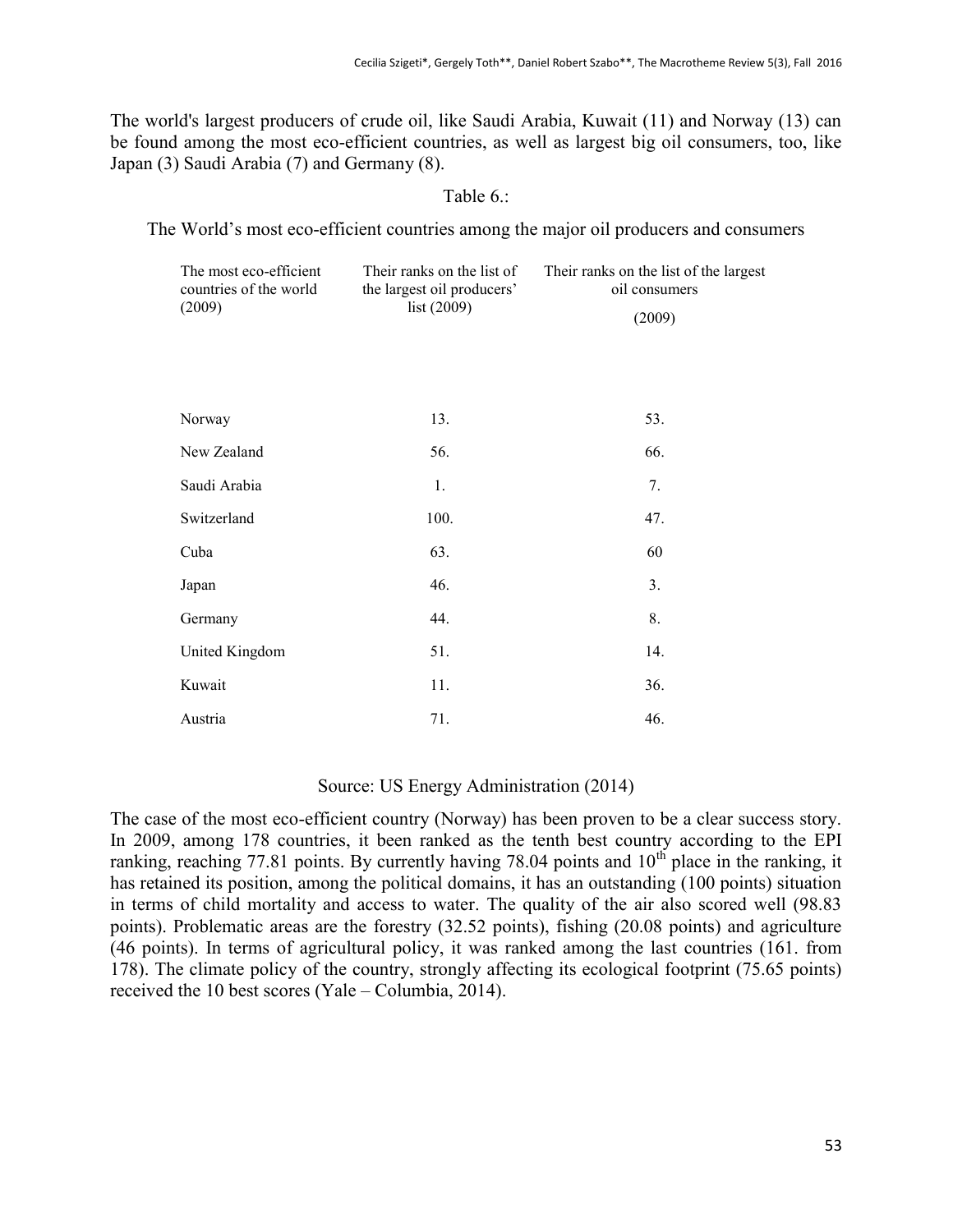The world's largest producers of crude oil, like Saudi Arabia, Kuwait (11) and Norway (13) can be found among the most eco-efficient countries, as well as largest big oil consumers, too, like Japan (3) Saudi Arabia (7) and Germany (8).

Table 6.:

The World's most eco-efficient countries among the major oil producers and consumers

| The most eco-efficient countries of the world (2009) | Their ranks on the list of the largest oil producers' list (2009) | Their ranks on the list of the largest oil consumers (2009) |
|---|---|---|
| Norway | 13. | 53. |
| New Zealand | 56. | 66. |
| Saudi Arabia | 1. | 7. |
| Switzerland | 100. | 47. |
| Cuba | 63. | 60 |
| Japan | 46. | 3. |
| Germany | 44. | 8. |
| United Kingdom | 51. | 14. |
| Kuwait | 11. | 36. |
| Austria | 71. | 46. |

Source: US Energy Administration (2014)

The case of the most eco-efficient country (Norway) has been proven to be a clear success story. In 2009, among 178 countries, it been ranked as the tenth best country according to the EPI ranking, reaching 77.81 points. By currently having 78.04 points and 10[th] place in the ranking, it has retained its position, among the political domains, it has an outstanding (100 points) situation in terms of child mortality and access to water. The quality of the air also scored well (98.83 points). Problematic areas are the forestry (32.52 points), fishing (20.08 points) and agriculture (46 points). In terms of agricultural policy, it was ranked among the last countries (161. from 178). The climate policy of the country, strongly affecting its ecological footprint (75.65 points) received the 10 best scores (Yale – Columbia, 2014).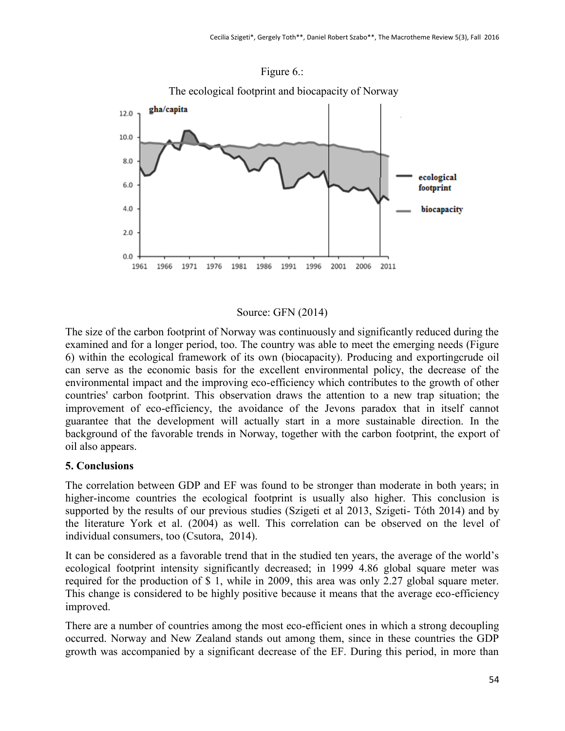Figure 6.:

The ecological footprint and biocapacity of Norway

Source: GFN (2014)

The size of the carbon footprint of Norway was continuously and significantly reduced during the examined and for a longer period, too. The country was able to meet the emerging needs (Figure 6) within the ecological framework of its own (biocapacity). Producing and exportingcrude oil can serve as the economic basis for the excellent environmental policy, the decrease of the environmental impact and the improving eco-efficiency which contributes to the growth of other countries' carbon footprint. This observation draws the attention to a new trap situation; the improvement of eco-efficiency, the avoidance of the Jevons paradox that in itself cannot guarantee that the development will actually start in a more sustainable direction. In the background of the favorable trends in Norway, together with the carbon footprint, the export of oil also appears.

## 5. Conclusions

The correlation between GDP and EF was found to be stronger than moderate in both years; in higher-income countries the ecological footprint is usually also higher. This conclusion is supported by the results of our previous studies (Szigeti et al 2013, Szigeti- Tóth 2014) and by the literature York et al. (2004) as well. This correlation can be observed on the level of individual consumers, too (Csutora, 2014).

It can be considered as a favorable trend that in the studied ten years, the average of the world's ecological footprint intensity significantly decreased; in 1999 4.86 global square meter was required for the production of $ 1, while in 2009, this area was only 2.27 global square meter. This change is considered to be highly positive because it means that the average eco-efficiency improved.

There are a number of countries among the most eco-efficient ones in which a strong decoupling occurred. Norway and New Zealand stands out among them, since in these countries the GDP growth was accompanied by a significant decrease of the EF. During this period, in more than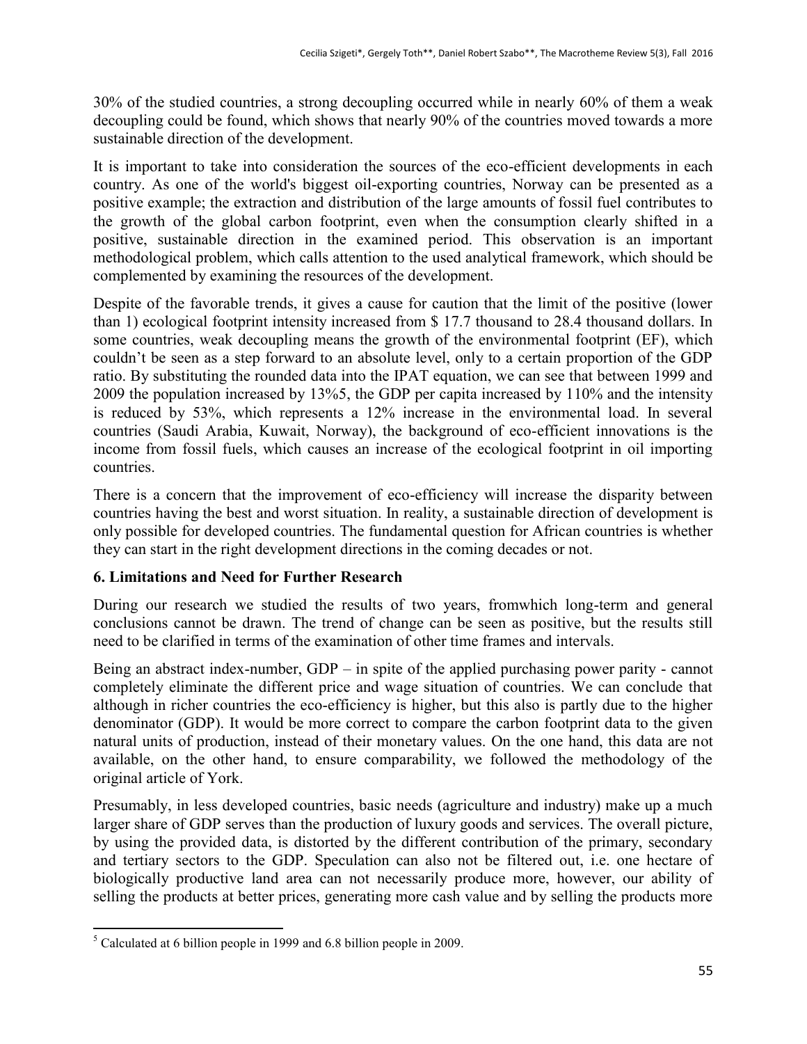30% of the studied countries, a strong decoupling occurred while in nearly 60% of them a weak decoupling could be found, which shows that nearly 90% of the countries moved towards a more sustainable direction of the development.

It is important to take into consideration the sources of the eco-efficient developments in each country. As one of the world's biggest oil-exporting countries, Norway can be presented as a positive example; the extraction and distribution of the large amounts of fossil fuel contributes to the growth of the global carbon footprint, even when the consumption clearly shifted in a positive, sustainable direction in the examined period. This observation is an important methodological problem, which calls attention to the used analytical framework, which should be complemented by examining the resources of the development.

Despite of the favorable trends, it gives a cause for caution that the limit of the positive (lower than 1) ecological footprint intensity increased from $ 17.7 thousand to 28.4 thousand dollars. In some countries, weak decoupling means the growth of the environmental footprint (EF), which couldn't be seen as a step forward to an absolute level, only to a certain proportion of the GDP ratio. By substituting the rounded data into the IPAT equation, we can see that between 1999 and 2009 the population increased by 13%[5], the GDP per capita increased by 110% and the intensity is reduced by 53%, which represents a 12% increase in the environmental load. In several countries (Saudi Arabia, Kuwait, Norway), the background of eco-efficient innovations is the income from fossil fuels, which causes an increase of the ecological footprint in oil importing countries.

There is a concern that the improvement of eco-efficiency will increase the disparity between countries having the best and worst situation. In reality, a sustainable direction of development is only possible for developed countries. The fundamental question for African countries is whether they can start in the right development directions in the coming decades or not.

## 6. Limitations and Need for Further Research

During our research we studied the results of two years, fromwhich long-term and general conclusions cannot be drawn. The trend of change can be seen as positive, but the results still need to be clarified in terms of the examination of other time frames and intervals.

Being an abstract index-number, GDP – in spite of the applied purchasing power parity - cannot completely eliminate the different price and wage situation of countries. We can conclude that although in richer countries the eco-efficiency is higher, but this also is partly due to the higher denominator (GDP). It would be more correct to compare the carbon footprint data to the given natural units of production, instead of their monetary values. On the one hand, this data are not available, on the other hand, to ensure comparability, we followed the methodology of the original article of York.

Presumably, in less developed countries, basic needs (agriculture and industry) make up a much larger share of GDP serves than the production of luxury goods and services. The overall picture, by using the provided data, is distorted by the different contribution of the primary, secondary and tertiary sectors to the GDP. Speculation can also not be filtered out, i.e. one hectare of biologically productive land area can not necessarily produce more, however, our ability of selling the products at better prices, generating more cash value and by selling the products more

---

[5] Calculated at 6 billion people in 1999 and 6.8 billion people in 2009.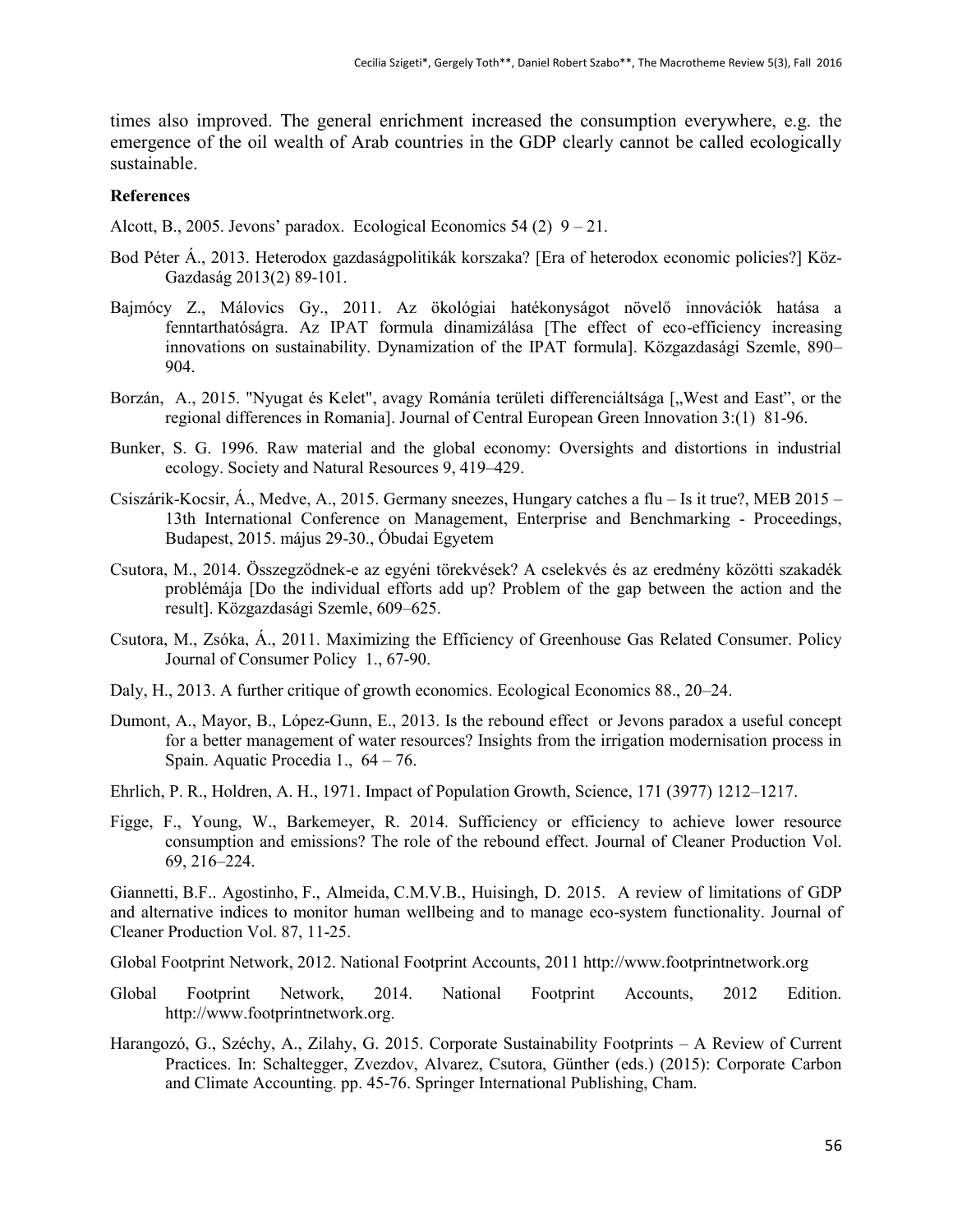times also improved. The general enrichment increased the consumption everywhere, e.g. the emergence of the oil wealth of Arab countries in the GDP clearly cannot be called ecologically sustainable.

**References**

Alcott, B., 2005. Jevons' paradox. Ecological Economics 54 (2) 9 – 21.

Bod Péter Á., 2013. Heterodox gazdaságpolitikák korszaka? [Era of heterodox economic policies?] Köz-Gazdaság 2013(2) 89-101.

Bajmócy Z., Málovics Gy., 2011. Az ökológiai hatékonyságot növelő innovációk hatása a fenntarthatóságra. Az IPAT formula dinamizálása [The effect of eco-efficiency increasing innovations on sustainability. Dynamization of the IPAT formula]. Közgazdasági Szemle, 890–904.

Borzán, A., 2015. "Nyugat és Kelet", avagy Románia területi differenciáltsága [„West and East", or the regional differences in Romania]. Journal of Central European Green Innovation 3:(1) 81-96.

Bunker, S. G. 1996. Raw material and the global economy: Oversights and distortions in industrial ecology. Society and Natural Resources 9, 419–429.

Csiszárik-Kocsir, Á., Medve, A., 2015. Germany sneezes, Hungary catches a flu – Is it true?, MEB 2015 – 13th International Conference on Management, Enterprise and Benchmarking - Proceedings, Budapest, 2015. május 29-30., Óbudai Egyetem

Csutora, M., 2014. Összegződnek-e az egyéni törekvések? A cselekvés és az eredmény közötti szakadék problémája [Do the individual efforts add up? Problem of the gap between the action and the result]. Közgazdasági Szemle, 609–625.

Csutora, M., Zsóka, Á., 2011. Maximizing the Efficiency of Greenhouse Gas Related Consumer. Policy Journal of Consumer Policy 1., 67-90.

Daly, H., 2013. A further critique of growth economics. Ecological Economics 88., 20–24.

Dumont, A., Mayor, B., López-Gunn, E., 2013. Is the rebound effect or Jevons paradox a useful concept for a better management of water resources? Insights from the irrigation modernisation process in Spain. Aquatic Procedia 1., 64 – 76.

Ehrlich, P. R., Holdren, A. H., 1971. Impact of Population Growth, Science, 171 (3977) 1212–1217.

Figge, F., Young, W., Barkemeyer, R. 2014. Sufficiency or efficiency to achieve lower resource consumption and emissions? The role of the rebound effect. Journal of Cleaner Production Vol. 69, 216–224.

Giannetti, B.F.. Agostinho, F., Almeida, C.M.V.B., Huisingh, D. 2015. A review of limitations of GDP and alternative indices to monitor human wellbeing and to manage eco-system functionality. Journal of Cleaner Production Vol. 87, 11-25.

Global Footprint Network, 2012. National Footprint Accounts, 2011 http://www.footprintnetwork.org

Global Footprint Network, 2014. National Footprint Accounts, 2012 Edition. http://www.footprintnetwork.org.

Harangozó, G., Széchy, A., Zilahy, G. 2015. Corporate Sustainability Footprints – A Review of Current Practices. In: Schaltegger, Zvezdov, Alvarez, Csutora, Günther (eds.) (2015): Corporate Carbon and Climate Accounting. pp. 45-76. Springer International Publishing, Cham.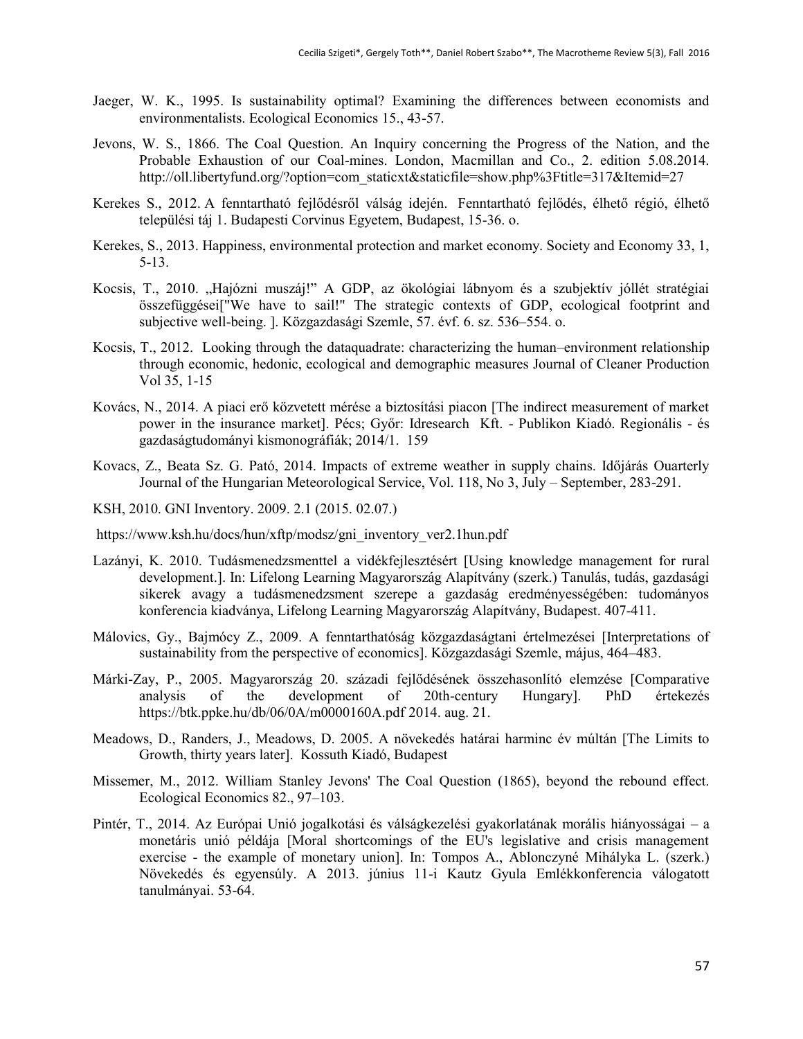Jaeger, W. K., 1995. Is sustainability optimal? Examining the differences between economists and environmentalists. Ecological Economics 15., 43-57.

Jevons, W. S., 1866. The Coal Question. An Inquiry concerning the Progress of the Nation, and the Probable Exhaustion of our Coal-mines. London, Macmillan and Co., 2. edition 5.08.2014. http://oll.libertyfund.org/?option=com_staticxt&staticfile=show.php%3Ftitle=317&Itemid=27

Kerekes S., 2012. A fenntartható fejlődésről válság idején. Fenntartható fejlődés, élhető régió, élhető települési táj 1. Budapesti Corvinus Egyetem, Budapest, 15-36. o.

Kerekes, S., 2013. Happiness, environmental protection and market economy. Society and Economy 33, 1, 5-13.

Kocsis, T., 2010. „Hajózni muszáj!" A GDP, az ökológiai lábnyom és a szubjektív jóllét stratégiai összefüggései["We have to sail!" The strategic contexts of GDP, ecological footprint and subjective well-being. ]. Közgazdasági Szemle, 57. évf. 6. sz. 536–554. o.

Kocsis, T., 2012. Looking through the dataquadrate: characterizing the human–environment relationship through economic, hedonic, ecological and demographic measures Journal of Cleaner Production Vol 35, 1-15

Kovács, N., 2014. A piaci erő közvetett mérése a biztosítási piacon [The indirect measurement of market power in the insurance market]. Pécs; Győr: Idresearch Kft. - Publikon Kiadó. Regionális - és gazdaságtudományi kismonográfiák; 2014/1. 159

Kovacs, Z., Beata Sz. G. Pató, 2014. Impacts of extreme weather in supply chains. Időjárás Ouarterly Journal of the Hungarian Meteorological Service, Vol. 118, No 3, July – September, 283-291.

KSH, 2010. GNI Inventory. 2009. 2.1 (2015. 02.07.)

https://www.ksh.hu/docs/hun/xftp/modsz/gni_inventory_ver2.1hun.pdf

Lazányi, K. 2010. Tudásmenedzsmenttel a vidékfejlesztésért [Using knowledge management for rural development.]. In: Lifelong Learning Magyarország Alapítvány (szerk.) Tanulás, tudás, gazdasági sikerek avagy a tudásmenedzsment szerepe a gazdaság eredményességében: tudományos konferencia kiadványa, Lifelong Learning Magyarország Alapítvány, Budapest. 407-411.

Málovics, Gy., Bajmócy Z., 2009. A fenntarthatóság közgazdaságtani értelmezései [Interpretations of sustainability from the perspective of economics]. Közgazdasági Szemle, május, 464–483.

Márki-Zay, P., 2005. Magyarország 20. századi fejlődésének összehasonlító elemzése [Comparative analysis of the development of 20th-century Hungary]. PhD értekezés https://btk.ppke.hu/db/06/0A/m0000160A.pdf 2014. aug. 21.

Meadows, D., Randers, J., Meadows, D. 2005. A növekedés határai harminc év múltán [The Limits to Growth, thirty years later]. Kossuth Kiadó, Budapest

Missemer, M., 2012. William Stanley Jevons' The Coal Question (1865), beyond the rebound effect. Ecological Economics 82., 97–103.

Pintér, T., 2014. Az Európai Unió jogalkotási és válságkezelési gyakorlatának morális hiányosságai – a monetáris unió példája [Moral shortcomings of the EU's legislative and crisis management exercise - the example of monetary union]. In: Tompos A., Ablonczyné Mihályka L. (szerk.) Növekedés és egyensúly. A 2013. június 11-i Kautz Gyula Emlékkonferencia válogatott tanulmányai. 53-64.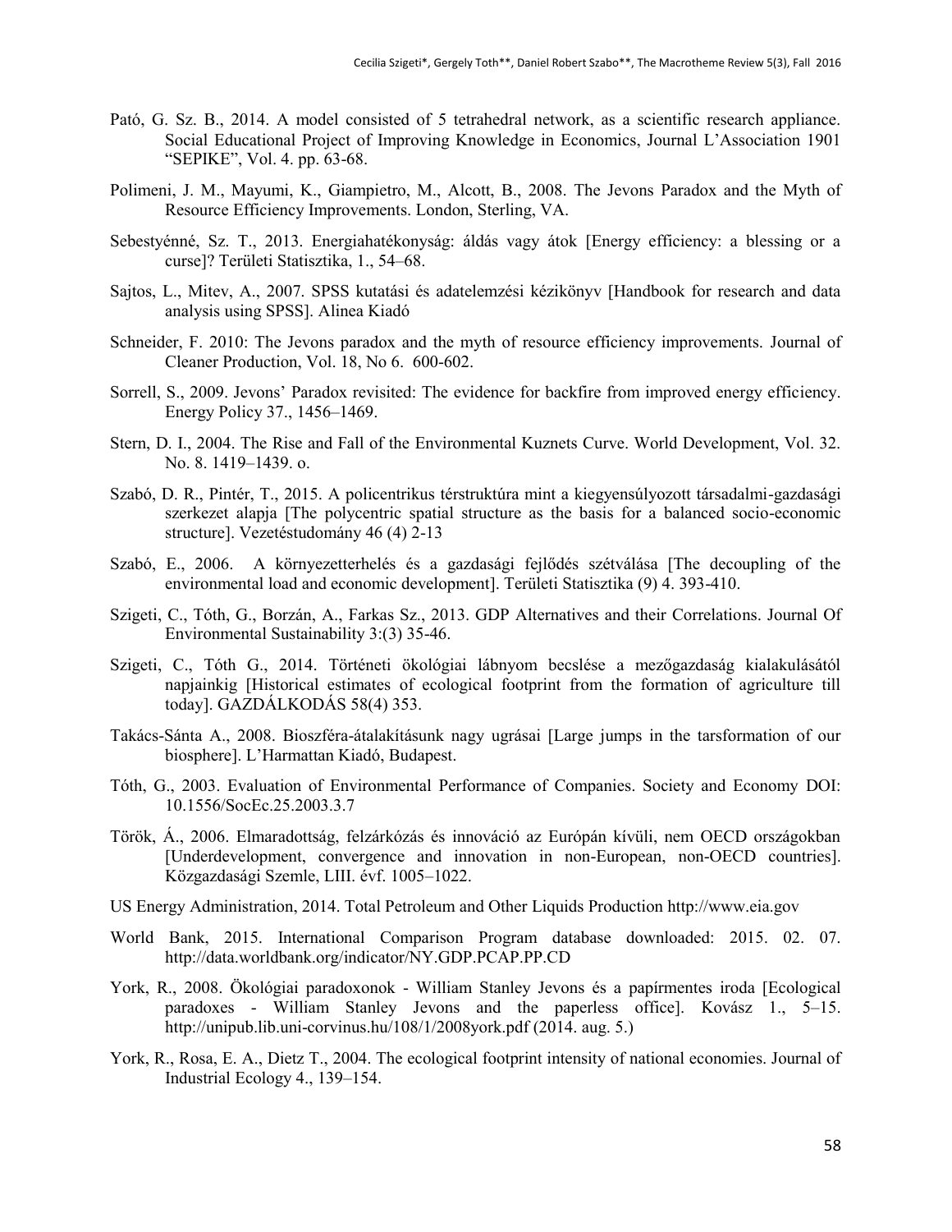Pató, G. Sz. B., 2014. A model consisted of 5 tetrahedral network, as a scientific research appliance. Social Educational Project of Improving Knowledge in Economics, Journal L'Association 1901 "SEPIKE", Vol. 4. pp. 63-68.

Polimeni, J. M., Mayumi, K., Giampietro, M., Alcott, B., 2008. The Jevons Paradox and the Myth of Resource Efficiency Improvements. London, Sterling, VA.

Sebestyénné, Sz. T., 2013. Energiahatékonyság: áldás vagy átok [Energy efficiency: a blessing or a curse]? Területi Statisztika, 1., 54–68.

Sajtos, L., Mitev, A., 2007. SPSS kutatási és adatelemzési kézikönyv [Handbook for research and data analysis using SPSS]. Alinea Kiadó

Schneider, F. 2010: The Jevons paradox and the myth of resource efficiency improvements. Journal of Cleaner Production, Vol. 18, No 6. 600-602.

Sorrell, S., 2009. Jevons' Paradox revisited: The evidence for backfire from improved energy efficiency. Energy Policy 37., 1456–1469.

Stern, D. I., 2004. The Rise and Fall of the Environmental Kuznets Curve. World Development, Vol. 32. No. 8. 1419–1439. o.

Szabó, D. R., Pintér, T., 2015. A policentrikus térstruktúra mint a kiegyensúlyozott társadalmi-gazdasági szerkezet alapja [The polycentric spatial structure as the basis for a balanced socio-economic structure]. Vezetéstudomány 46 (4) 2-13

Szabó, E., 2006. A környezetterhelés és a gazdasági fejlődés szétválása [The decoupling of the environmental load and economic development]. Területi Statisztika (9) 4. 393-410.

Szigeti, C., Tóth, G., Borzán, A., Farkas Sz., 2013. GDP Alternatives and their Correlations. Journal Of Environmental Sustainability 3:(3) 35-46.

Szigeti, C., Tóth G., 2014. Történeti ökológiai lábnyom becslése a mezőgazdaság kialakulásától napjainkig [Historical estimates of ecological footprint from the formation of agriculture till today]. GAZDÁLKODÁS 58(4) 353.

Takács-Sánta A., 2008. Bioszféra-átalakításunk nagy ugrásai [Large jumps in the tarsformation of our biosphere]. L'Harmattan Kiadó, Budapest.

Tóth, G., 2003. Evaluation of Environmental Performance of Companies. Society and Economy DOI: 10.1556/SocEc.25.2003.3.7

Török, Á., 2006. Elmaradottság, felzárkózás és innováció az Európán kívüli, nem OECD országokban [Underdevelopment, convergence and innovation in non-European, non-OECD countries]. Közgazdasági Szemle, LIII. évf. 1005–1022.

US Energy Administration, 2014. Total Petroleum and Other Liquids Production http://www.eia.gov

World Bank, 2015. International Comparison Program database downloaded: 2015. 02. 07. http://data.worldbank.org/indicator/NY.GDP.PCAP.PP.CD

York, R., 2008. Ökológiai paradoxonok - William Stanley Jevons és a papírmentes iroda [Ecological paradoxes - William Stanley Jevons and the paperless office]. Kovász 1., 5–15. http://unipub.lib.uni-corvinus.hu/108/1/2008york.pdf (2014. aug. 5.)

York, R., Rosa, E. A., Dietz T., 2004. The ecological footprint intensity of national economies. Journal of Industrial Ecology 4., 139–154.